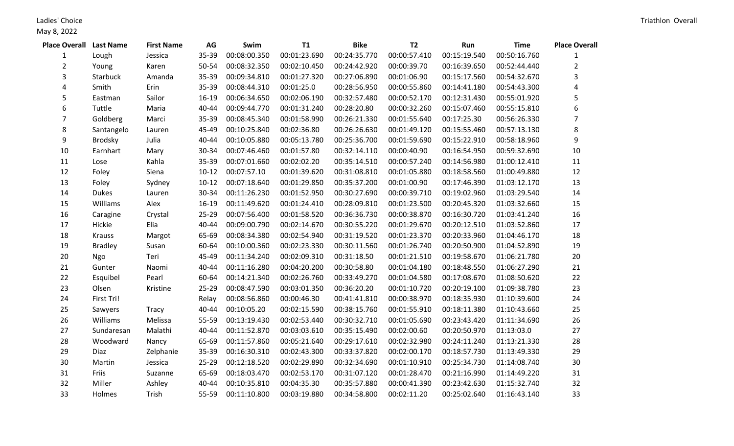Ladies' Choice

May 8, 2022

Triathlon Overall

| Place Overall | Last Name | First Name | AG | Swim | T1 | Bike | T2 | Run | Time | Place Overall |
|---|---|---|---|---|---|---|---|---|---|---|
| 1 | Lough | Jessica | 35-39 | 00:08:00.350 | 00:01:23.690 | 00:24:35.770 | 00:00:57.410 | 00:15:19.540 | 00:50:16.760 | 1 |
| 2 | Young | Karen | 50-54 | 00:08:32.350 | 00:02:10.450 | 00:24:42.920 | 00:00:39.70 | 00:16:39.650 | 00:52:44.440 | 2 |
| 3 | Starbuck | Amanda | 35-39 | 00:09:34.810 | 00:01:27.320 | 00:27:06.890 | 00:01:06.90 | 00:15:17.560 | 00:54:32.670 | 3 |
| 4 | Smith | Erin | 35-39 | 00:08:44.310 | 00:01:25.0 | 00:28:56.950 | 00:00:55.860 | 00:14:41.180 | 00:54:43.300 | 4 |
| 5 | Eastman | Sailor | 16-19 | 00:06:34.650 | 00:02:06.190 | 00:32:57.480 | 00:00:52.170 | 00:12:31.430 | 00:55:01.920 | 5 |
| 6 | Tuttle | Maria | 40-44 | 00:09:44.770 | 00:01:31.240 | 00:28:20.80 | 00:00:32.260 | 00:15:07.460 | 00:55:15.810 | 6 |
| 7 | Goldberg | Marci | 35-39 | 00:08:45.340 | 00:01:58.990 | 00:26:21.330 | 00:01:55.640 | 00:17:25.30 | 00:56:26.330 | 7 |
| 8 | Santangelo | Lauren | 45-49 | 00:10:25.840 | 00:02:36.80 | 00:26:26.630 | 00:01:49.120 | 00:15:55.460 | 00:57:13.130 | 8 |
| 9 | Brodsky | Julia | 40-44 | 00:10:05.880 | 00:05:13.780 | 00:25:36.700 | 00:01:59.690 | 00:15:22.910 | 00:58:18.960 | 9 |
| 10 | Earnhart | Mary | 30-34 | 00:07:46.460 | 00:01:57.80 | 00:32:14.110 | 00:00:40.90 | 00:16:54.950 | 00:59:32.690 | 10 |
| 11 | Lose | Kahla | 35-39 | 00:07:01.660 | 00:02:02.20 | 00:35:14.510 | 00:00:57.240 | 00:14:56.980 | 01:00:12.410 | 11 |
| 12 | Foley | Siena | 10-12 | 00:07:57.10 | 00:01:39.620 | 00:31:08.810 | 00:01:05.880 | 00:18:58.560 | 01:00:49.880 | 12 |
| 13 | Foley | Sydney | 10-12 | 00:07:18.640 | 00:01:29.850 | 00:35:37.200 | 00:01:00.90 | 00:17:46.390 | 01:03:12.170 | 13 |
| 14 | Dukes | Lauren | 30-34 | 00:11:26.230 | 00:01:52.950 | 00:30:27.690 | 00:00:39.710 | 00:19:02.960 | 01:03:29.540 | 14 |
| 15 | Williams | Alex | 16-19 | 00:11:49.620 | 00:01:24.410 | 00:28:09.810 | 00:01:23.500 | 00:20:45.320 | 01:03:32.660 | 15 |
| 16 | Caragine | Crystal | 25-29 | 00:07:56.400 | 00:01:58.520 | 00:36:36.730 | 00:00:38.870 | 00:16:30.720 | 01:03:41.240 | 16 |
| 17 | Hickie | Elia | 40-44 | 00:09:00.790 | 00:02:14.670 | 00:30:55.220 | 00:01:29.670 | 00:20:12.510 | 01:03:52.860 | 17 |
| 18 | Krauss | Margot | 65-69 | 00:08:34.380 | 00:02:54.940 | 00:31:19.520 | 00:01:23.370 | 00:20:33.960 | 01:04:46.170 | 18 |
| 19 | Bradley | Susan | 60-64 | 00:10:00.360 | 00:02:23.330 | 00:30:11.560 | 00:01:26.740 | 00:20:50.900 | 01:04:52.890 | 19 |
| 20 | Ngo | Teri | 45-49 | 00:11:34.240 | 00:02:09.310 | 00:31:18.50 | 00:01:21.510 | 00:19:58.670 | 01:06:21.780 | 20 |
| 21 | Gunter | Naomi | 40-44 | 00:11:16.280 | 00:04:20.200 | 00:30:58.80 | 00:01:04.180 | 00:18:48.550 | 01:06:27.290 | 21 |
| 22 | Esquibel | Pearl | 60-64 | 00:14:21.340 | 00:02:26.760 | 00:33:49.270 | 00:01:04.580 | 00:17:08.670 | 01:08:50.620 | 22 |
| 23 | Olsen | Kristine | 25-29 | 00:08:47.590 | 00:03:01.350 | 00:36:20.20 | 00:01:10.720 | 00:20:19.100 | 01:09:38.780 | 23 |
| 24 | First Tri! | | Relay | 00:08:56.860 | 00:00:46.30 | 00:41:41.810 | 00:00:38.970 | 00:18:35.930 | 01:10:39.600 | 24 |
| 25 | Sawyers | Tracy | 40-44 | 00:10:05.20 | 00:02:15.590 | 00:38:15.760 | 00:01:55.910 | 00:18:11.380 | 01:10:43.660 | 25 |
| 26 | Williams | Melissa | 55-59 | 00:13:19.430 | 00:02:53.440 | 00:30:32.710 | 00:01:05.690 | 00:23:43.420 | 01:11:34.690 | 26 |
| 27 | Sundaresan | Malathi | 40-44 | 00:11:52.870 | 00:03:03.610 | 00:35:15.490 | 00:02:00.60 | 00:20:50.970 | 01:13:03.0 | 27 |
| 28 | Woodward | Nancy | 65-69 | 00:11:57.860 | 00:05:21.640 | 00:29:17.610 | 00:02:32.980 | 00:24:11.240 | 01:13:21.330 | 28 |
| 29 | Diaz | Zelphanie | 35-39 | 00:16:30.310 | 00:02:43.300 | 00:33:37.820 | 00:02:00.170 | 00:18:57.730 | 01:13:49.330 | 29 |
| 30 | Martin | Jessica | 25-29 | 00:12:18.520 | 00:02:29.890 | 00:32:34.690 | 00:01:10.910 | 00:25:34.730 | 01:14:08.740 | 30 |
| 31 | Friis | Suzanne | 65-69 | 00:18:03.470 | 00:02:53.170 | 00:31:07.120 | 00:01:28.470 | 00:21:16.990 | 01:14:49.220 | 31 |
| 32 | Miller | Ashley | 40-44 | 00:10:35.810 | 00:04:35.30 | 00:35:57.880 | 00:00:41.390 | 00:23:42.630 | 01:15:32.740 | 32 |
| 33 | Holmes | Trish | 55-59 | 00:11:10.800 | 00:03:19.880 | 00:34:58.800 | 00:02:11.20 | 00:25:02.640 | 01:16:43.140 | 33 |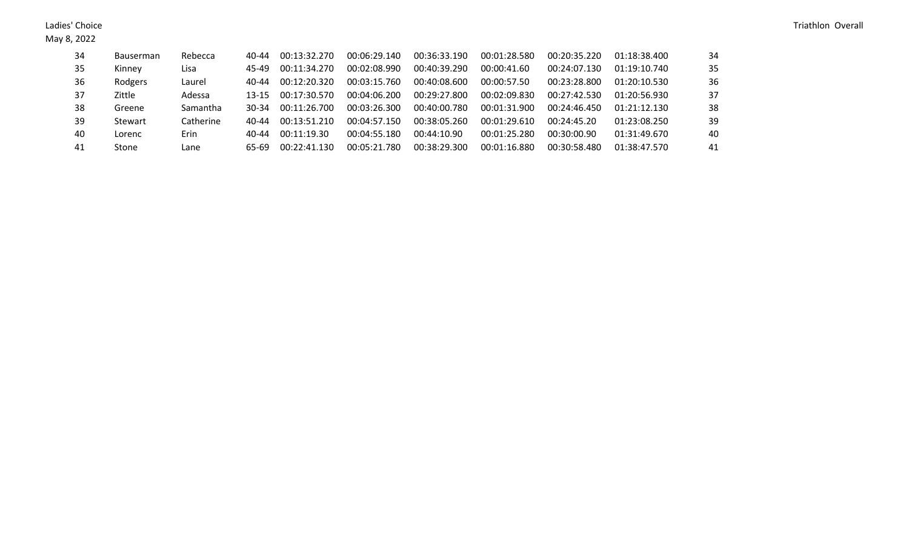Ladies' Choice
May 8, 2022

Triathlon Overall

| | | | | | | | | | | |
|---|---|---|---|---|---|---|---|---|---|---|
| 34 | Bauserman | Rebecca | 40-44 | 00:13:32.270 | 00:06:29.140 | 00:36:33.190 | 00:01:28.580 | 00:20:35.220 | 01:18:38.400 | 34 |
| 35 | Kinney | Lisa | 45-49 | 00:11:34.270 | 00:02:08.990 | 00:40:39.290 | 00:00:41.60 | 00:24:07.130 | 01:19:10.740 | 35 |
| 36 | Rodgers | Laurel | 40-44 | 00:12:20.320 | 00:03:15.760 | 00:40:08.600 | 00:00:57.50 | 00:23:28.800 | 01:20:10.530 | 36 |
| 37 | Zittle | Adessa | 13-15 | 00:17:30.570 | 00:04:06.200 | 00:29:27.800 | 00:02:09.830 | 00:27:42.530 | 01:20:56.930 | 37 |
| 38 | Greene | Samantha | 30-34 | 00:11:26.700 | 00:03:26.300 | 00:40:00.780 | 00:01:31.900 | 00:24:46.450 | 01:21:12.130 | 38 |
| 39 | Stewart | Catherine | 40-44 | 00:13:51.210 | 00:04:57.150 | 00:38:05.260 | 00:01:29.610 | 00:24:45.20 | 01:23:08.250 | 39 |
| 40 | Lorenc | Erin | 40-44 | 00:11:19.30 | 00:04:55.180 | 00:44:10.90 | 00:01:25.280 | 00:30:00.90 | 01:31:49.670 | 40 |
| 41 | Stone | Lane | 65-69 | 00:22:41.130 | 00:05:21.780 | 00:38:29.300 | 00:01:16.880 | 00:30:58.480 | 01:38:47.570 | 41 |